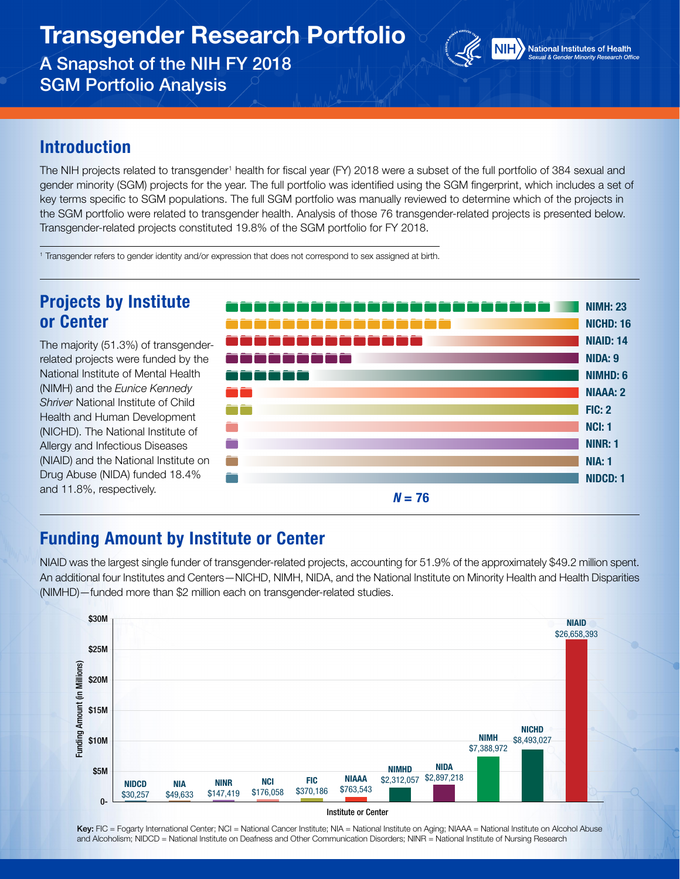# Transgender Research Portfolio

## A Snapshot of the NIH FY 2018 SGM Portfolio Analysis

National Institutes of Health
*Sexual & Gender Minority Research Office*

## Introduction

The NIH projects related to transgender[1] health for fiscal year (FY) 2018 were a subset of the full portfolio of 384 sexual and gender minority (SGM) projects for the year. The full portfolio was identified using the SGM fingerprint, which includes a set of key terms specific to SGM populations. The full SGM portfolio was manually reviewed to determine which of the projects in the SGM portfolio were related to transgender health. Analysis of those 76 transgender-related projects is presented below. Transgender-related projects constituted 19.8% of the SGM portfolio for FY 2018.

[1] Transgender refers to gender identity and/or expression that does not correspond to sex assigned at birth.

## Projects by Institute or Center

The majority (51.3%) of transgender-related projects were funded by the National Institute of Mental Health (NIMH) and the *Eunice Kennedy Shriver* National Institute of Child Health and Human Development (NICHD). The National Institute of Allergy and Infectious Diseases (NIAID) and the National Institute on Drug Abuse (NIDA) funded 18.4% and 11.8%, respectively.

NIMH: 23
NICHD: 16
NIAID: 14
NIDA: 9
NIMHD: 6
NIAAA: 2
FIC: 2
NCI: 1
NINR: 1
NIA: 1
NIDCD: 1

*N* = 76

## Funding Amount by Institute or Center

NIAID was the largest single funder of transgender-related projects, accounting for 51.9% of the approximately $49.2 million spent. An additional four Institutes and Centers—NICHD, NIMH, NIDA, and the National Institute on Minority Health and Health Disparities (NIMHD)—funded more than $2 million each on transgender-related studies.

Funding Amount (In Millions)
$30M
$25M
$20M
$15M
$10M
$5M
0-

NIDCD $30,257
NIA $49,633
NINR $147,419
NCI $176,058
FIC $370,186
NIAAA $763,543
NIMHD $2,312,057
NIDA $2,897,218
NIMH $7,388,972
NICHD $8,493,027
NIAID $26,658,393

Institute or Center

**Key:** FIC = Fogarty International Center; NCI = National Cancer Institute; NIA = National Institute on Aging; NIAAA = National Institute on Alcohol Abuse and Alcoholism; NIDCD = National Institute on Deafness and Other Communication Disorders; NINR = National Institute of Nursing Research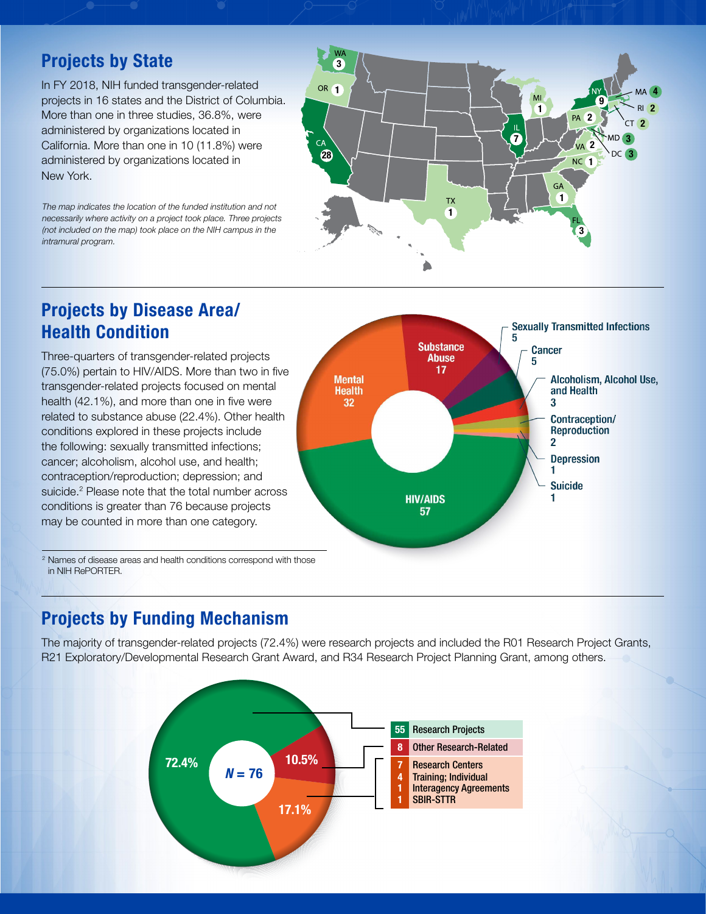## Projects by State

In FY 2018, NIH funded transgender-related projects in 16 states and the District of Columbia. More than one in three studies, 36.8%, were administered by organizations located in California. More than one in 10 (11.8%) were administered by organizations located in New York.

*The map indicates the location of the funded institution and not necessarily where activity on a project took place. Three projects (not included on the map) took place on the NIH campus in the intramural program.*

WA 3
OR 1
CA 28
TX 1
MI 1
IL 7
NY 9
MA 4
RI 2
CT 2
PA 2
MD 3
VA 2
DC 3
NC 1
GA 1
FL 3

## Projects by Disease Area/ Health Condition

Three-quarters of transgender-related projects (75.0%) pertain to HIV/AIDS. More than two in five transgender-related projects focused on mental health (42.1%), and more than one in five were related to substance abuse (22.4%). Other health conditions explored in these projects include the following: sexually transmitted infections; cancer; alcoholism, alcohol use, and health; contraception/reproduction; depression; and suicide.[2] Please note that the total number across conditions is greater than 76 because projects may be counted in more than one category.

Substance Abuse 17
Mental Health 32
HIV/AIDS 57
Sexually Transmitted Infections 5
Cancer 5
Alcoholism, Alcohol Use, and Health 3
Contraception/ Reproduction 2
Depression 1
Suicide 1

[2] Names of disease areas and health conditions correspond with those in NIH RePORTER.

## Projects by Funding Mechanism

The majority of transgender-related projects (72.4%) were research projects and included the R01 Research Project Grants, R21 Exploratory/Developmental Research Grant Award, and R34 Research Project Planning Grant, among others.

*N* = 76
72.4%
10.5%
17.1%

55 Research Projects
8 Other Research-Related
7 Research Centers
4 Training; Individual
1 Interagency Agreements
1 SBIR-STTR